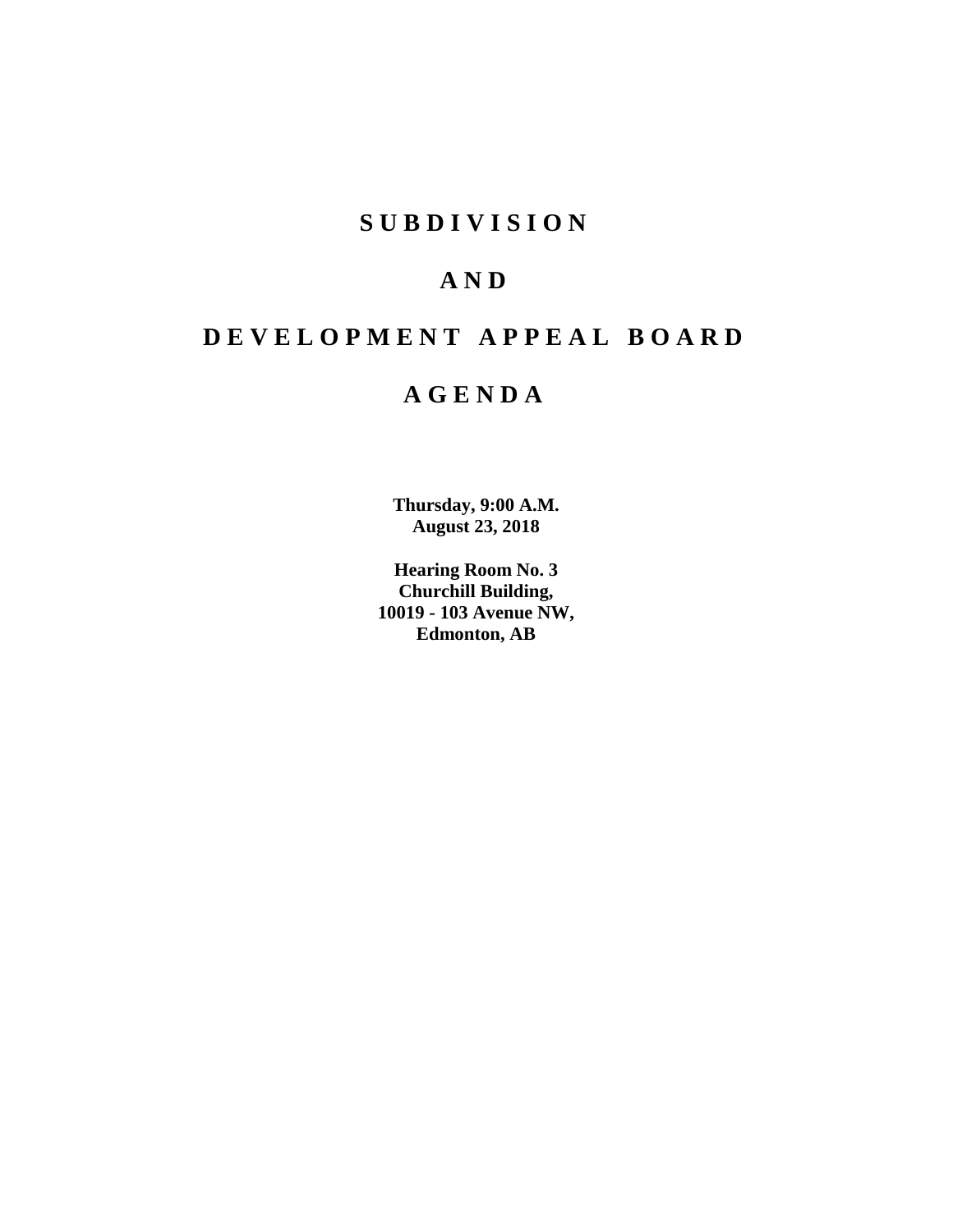# SUBDIVISION

# AND

# DEVELOPMENT APPEAL BOARD

# AGENDA

**Thursday, 9:00 A.M.**
**August 23, 2018**

**Hearing Room No. 3**
**Churchill Building,**
**10019 - 103 Avenue NW,**
**Edmonton, AB**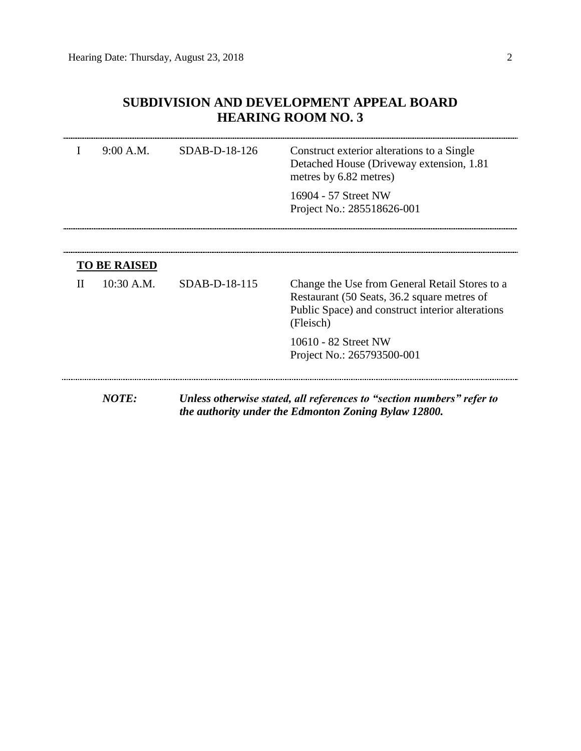# SUBDIVISION AND DEVELOPMENT APPEAL BOARD
# HEARING ROOM NO. 3

| | | | |
|---|---|---|---|
| I | 9:00 A.M. | SDAB-D-18-126 | Construct exterior alterations to a Single Detached House (Driveway extension, 1.81 metres by 6.82 metres) |
| | | | 16904 - 57 Street NW<br>Project No.: 285518626-001 |

**TO BE RAISED**

| | | | |
|---|---|---|---|
| II | 10:30 A.M. | SDAB-D-18-115 | Change the Use from General Retail Stores to a Restaurant (50 Seats, 36.2 square metres of Public Space) and construct interior alterations (Fleisch) |
| | | | 10610 - 82 Street NW<br>Project No.: 265793500-001 |

***NOTE:*** ***Unless otherwise stated, all references to "section numbers" refer to the authority under the Edmonton Zoning Bylaw 12800.***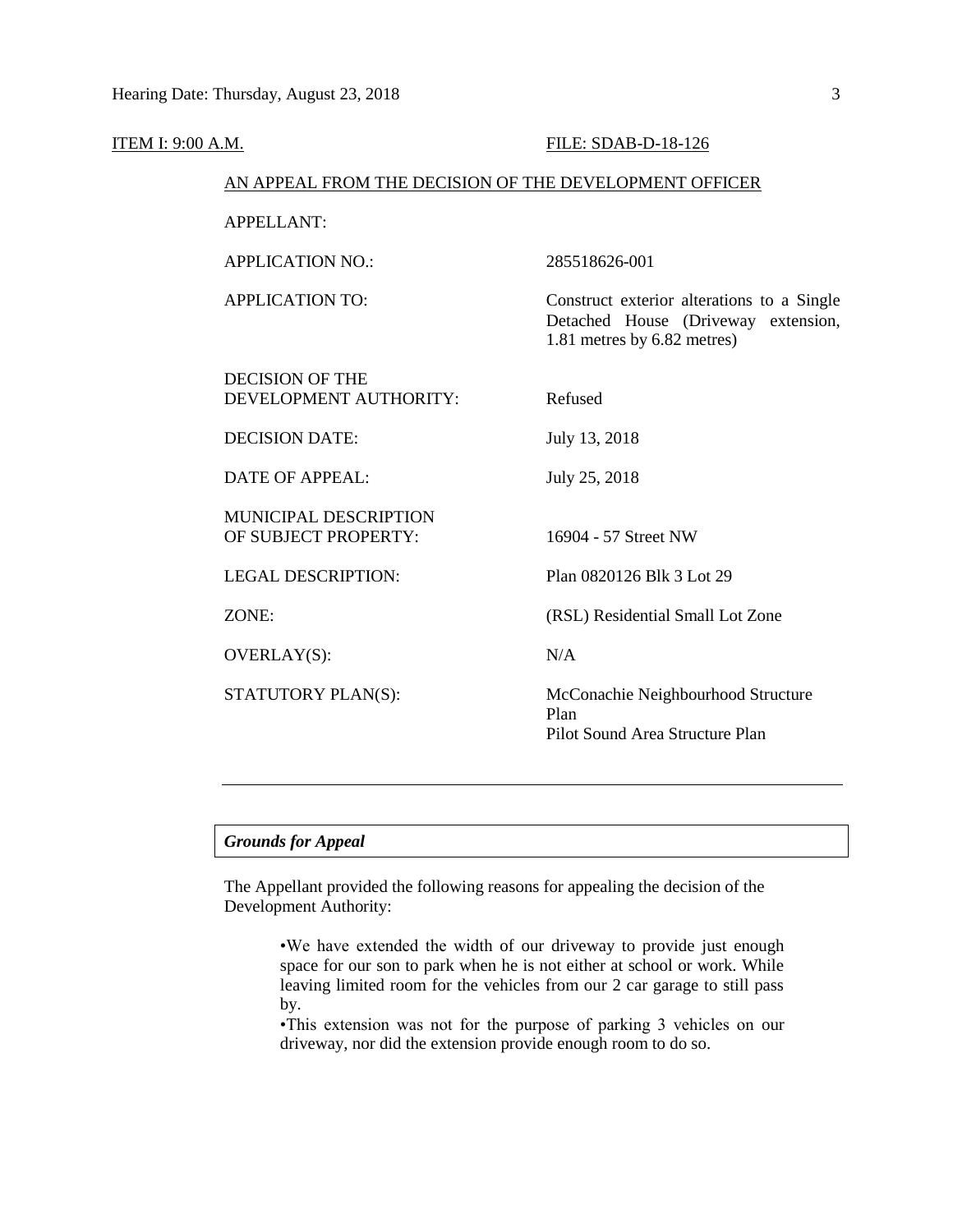ITEM I: 9:00 A.M. FILE: SDAB-D-18-126

AN APPEAL FROM THE DECISION OF THE DEVELOPMENT OFFICER

| | |
|---|---|
| APPELLANT: | |
| APPLICATION NO.: | 285518626-001 |
| APPLICATION TO: | Construct exterior alterations to a Single Detached House (Driveway extension, 1.81 metres by 6.82 metres) |
| DECISION OF THE DEVELOPMENT AUTHORITY: | Refused |
| DECISION DATE: | July 13, 2018 |
| DATE OF APPEAL: | July 25, 2018 |
| MUNICIPAL DESCRIPTION OF SUBJECT PROPERTY: | 16904 - 57 Street NW |
| LEGAL DESCRIPTION: | Plan 0820126 Blk 3 Lot 29 |
| ZONE: | (RSL) Residential Small Lot Zone |
| OVERLAY(S): | N/A |
| STATUTORY PLAN(S): | McConachie Neighbourhood Structure Plan<br>Pilot Sound Area Structure Plan |

---

***Grounds for Appeal***

The Appellant provided the following reasons for appealing the decision of the Development Authority:

> •We have extended the width of our driveway to provide just enough space for our son to park when he is not either at school or work. While leaving limited room for the vehicles from our 2 car garage to still pass by.
>
> •This extension was not for the purpose of parking 3 vehicles on our driveway, nor did the extension provide enough room to do so.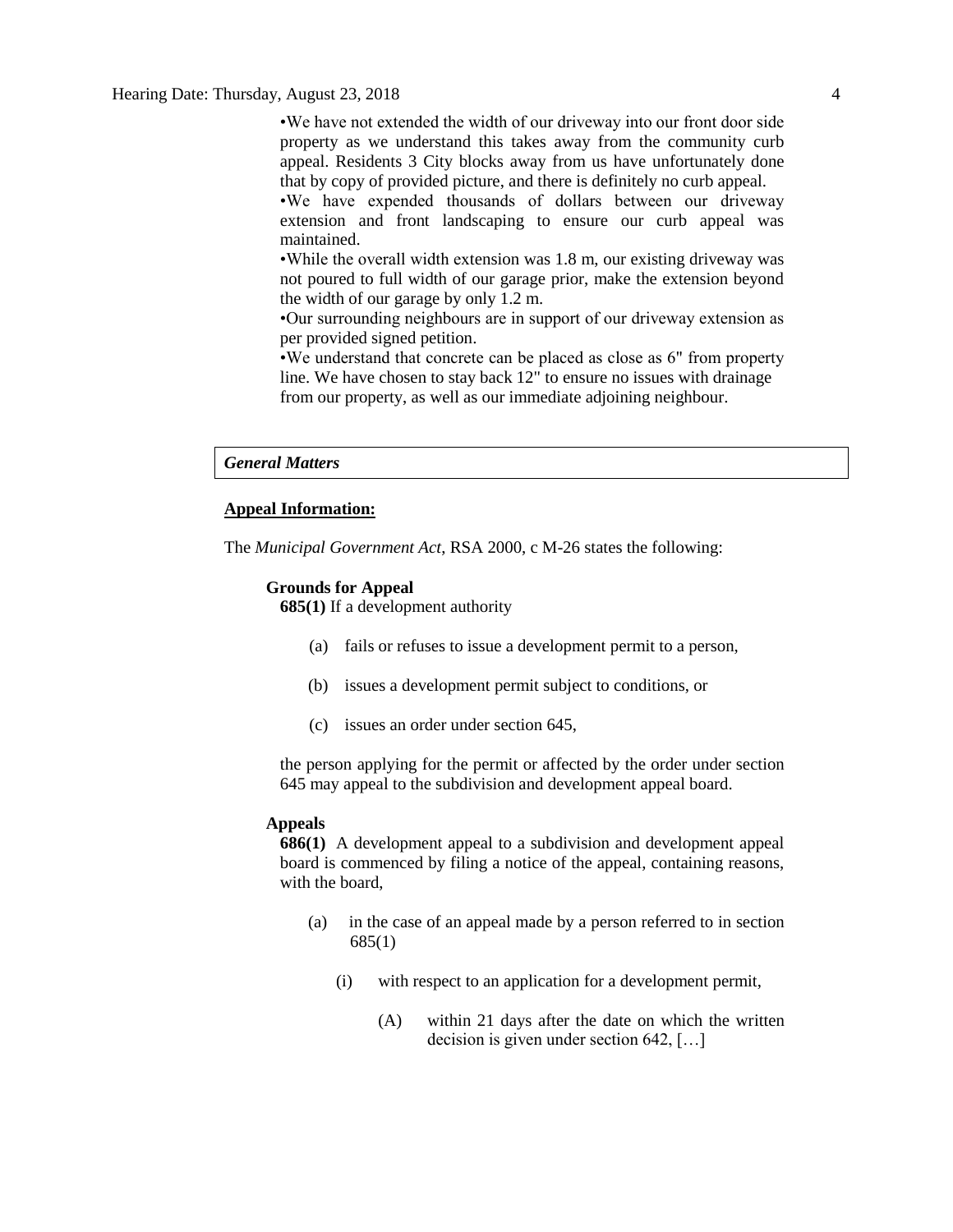- We have not extended the width of our driveway into our front door side property as we understand this takes away from the community curb appeal. Residents 3 City blocks away from us have unfortunately done that by copy of provided picture, and there is definitely no curb appeal.
- We have expended thousands of dollars between our driveway extension and front landscaping to ensure our curb appeal was maintained.
- While the overall width extension was 1.8 m, our existing driveway was not poured to full width of our garage prior, make the extension beyond the width of our garage by only 1.2 m.
- Our surrounding neighbours are in support of our driveway extension as per provided signed petition.
- We understand that concrete can be placed as close as 6" from property line. We have chosen to stay back 12" to ensure no issues with drainage from our property, as well as our immediate adjoining neighbour.

***General Matters***

**Appeal Information:**

The *Municipal Government Act*, RSA 2000, c M-26 states the following:

**Grounds for Appeal**

**685(1)** If a development authority

(a) fails or refuses to issue a development permit to a person,

(b) issues a development permit subject to conditions, or

(c) issues an order under section 645,

the person applying for the permit or affected by the order under section 645 may appeal to the subdivision and development appeal board.

**Appeals**

**686(1)** A development appeal to a subdivision and development appeal board is commenced by filing a notice of the appeal, containing reasons, with the board,

(a) in the case of an appeal made by a person referred to in section 685(1)

(i) with respect to an application for a development permit,

(A) within 21 days after the date on which the written decision is given under section 642, […]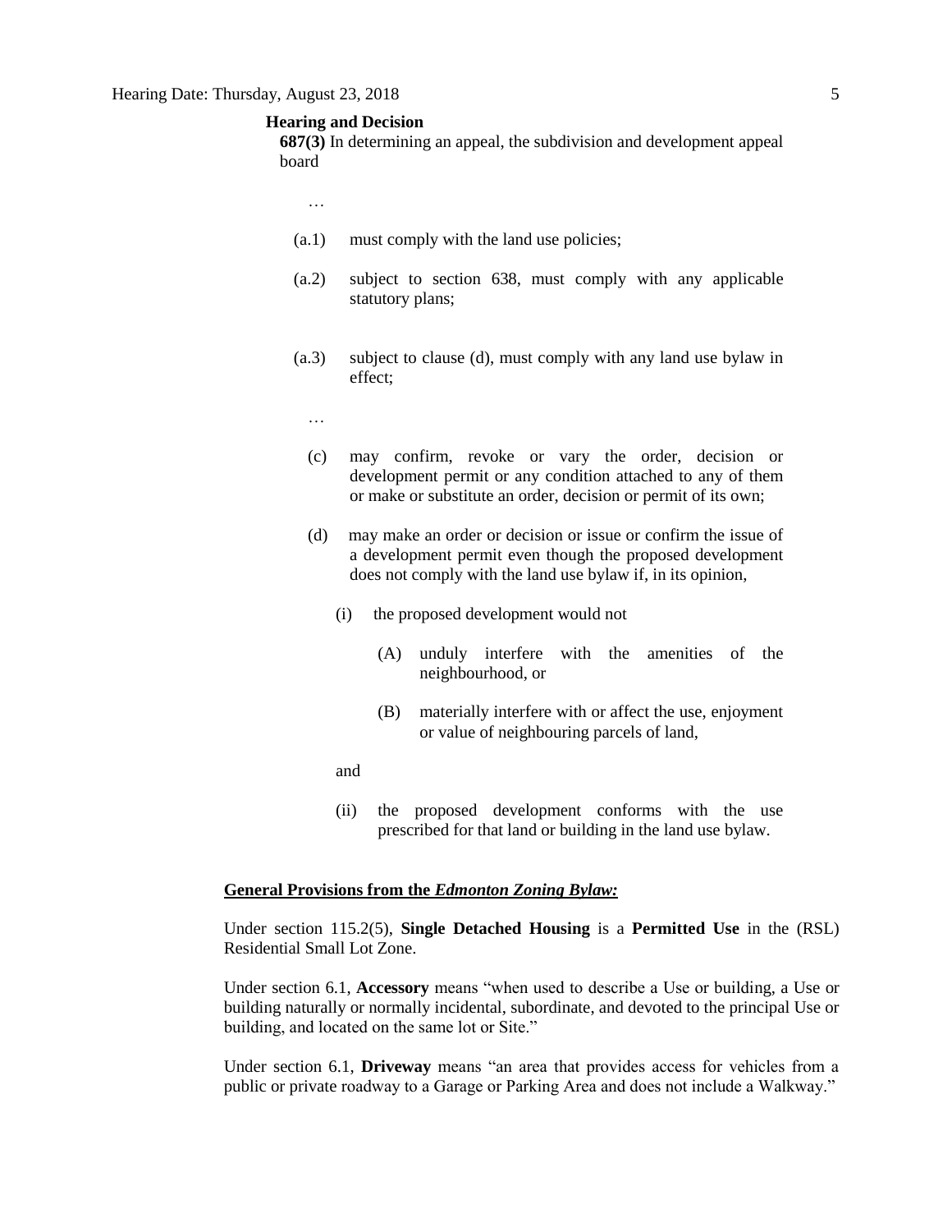**Hearing and Decision**

**687(3)** In determining an appeal, the subdivision and development appeal board

…

(a.1) must comply with the land use policies;

(a.2) subject to section 638, must comply with any applicable statutory plans;

(a.3) subject to clause (d), must comply with any land use bylaw in effect;

…

(c) may confirm, revoke or vary the order, decision or development permit or any condition attached to any of them or make or substitute an order, decision or permit of its own;

(d) may make an order or decision or issue or confirm the issue of a development permit even though the proposed development does not comply with the land use bylaw if, in its opinion,

(i) the proposed development would not

(A) unduly interfere with the amenities of the neighbourhood, or

(B) materially interfere with or affect the use, enjoyment or value of neighbouring parcels of land,

and

(ii) the proposed development conforms with the use prescribed for that land or building in the land use bylaw.

**General Provisions from the *Edmonton Zoning Bylaw:***

Under section 115.2(5), **Single Detached Housing** is a **Permitted Use** in the (RSL) Residential Small Lot Zone.

Under section 6.1, **Accessory** means "when used to describe a Use or building, a Use or building naturally or normally incidental, subordinate, and devoted to the principal Use or building, and located on the same lot or Site."

Under section 6.1, **Driveway** means "an area that provides access for vehicles from a public or private roadway to a Garage or Parking Area and does not include a Walkway."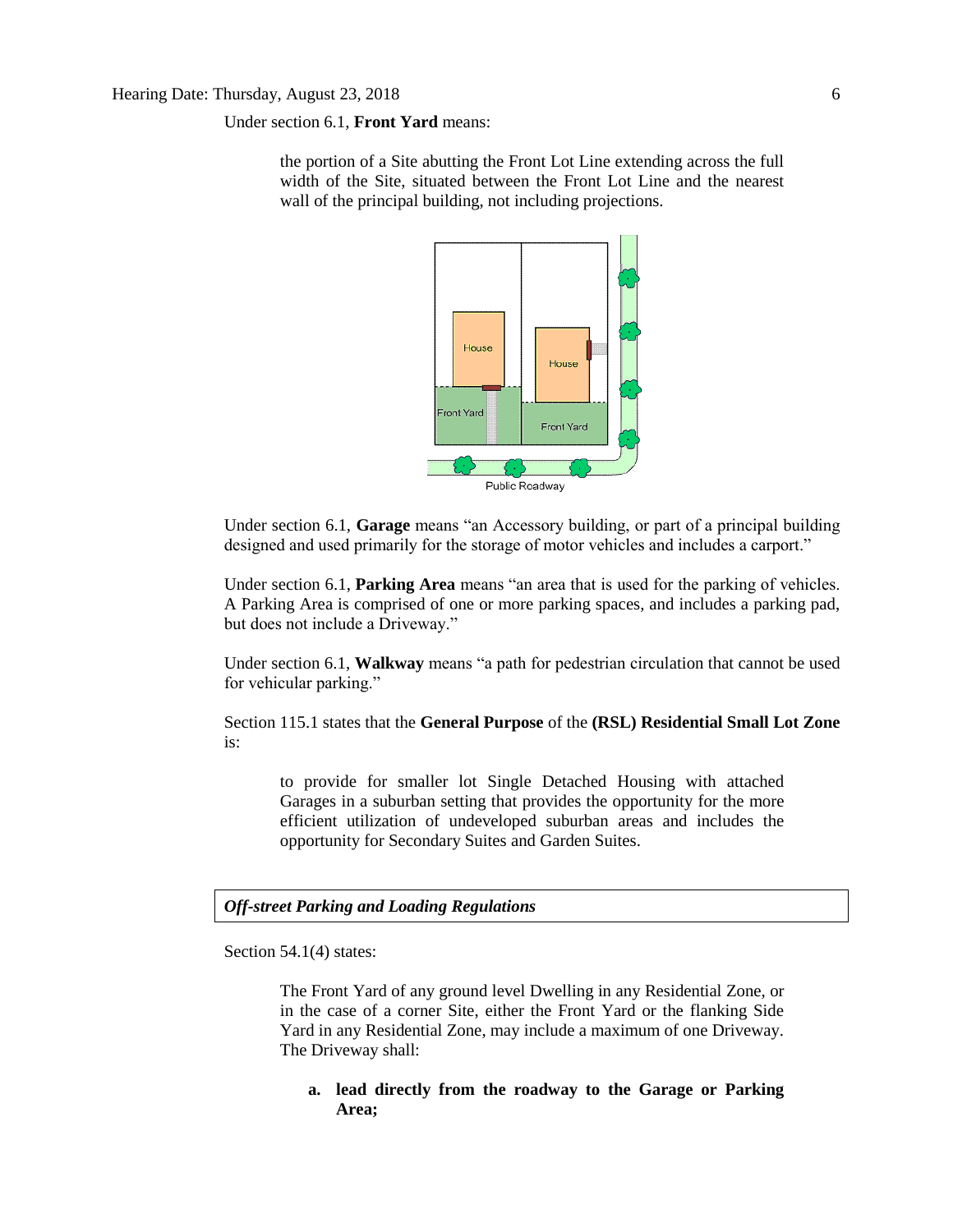Under section 6.1, **Front Yard** means:

> the portion of a Site abutting the Front Lot Line extending across the full width of the Site, situated between the Front Lot Line and the nearest wall of the principal building, not including projections.

Under section 6.1, **Garage** means "an Accessory building, or part of a principal building designed and used primarily for the storage of motor vehicles and includes a carport."

Under section 6.1, **Parking Area** means "an area that is used for the parking of vehicles. A Parking Area is comprised of one or more parking spaces, and includes a parking pad, but does not include a Driveway."

Under section 6.1, **Walkway** means "a path for pedestrian circulation that cannot be used for vehicular parking."

Section 115.1 states that the **General Purpose** of the **(RSL) Residential Small Lot Zone** is:

> to provide for smaller lot Single Detached Housing with attached Garages in a suburban setting that provides the opportunity for the more efficient utilization of undeveloped suburban areas and includes the opportunity for Secondary Suites and Garden Suites.

***Off-street Parking and Loading Regulations***

Section 54.1(4) states:

> The Front Yard of any ground level Dwelling in any Residential Zone, or in the case of a corner Site, either the Front Yard or the flanking Side Yard in any Residential Zone, may include a maximum of one Driveway. The Driveway shall:
>
> a. **lead directly from the roadway to the Garage or Parking Area;**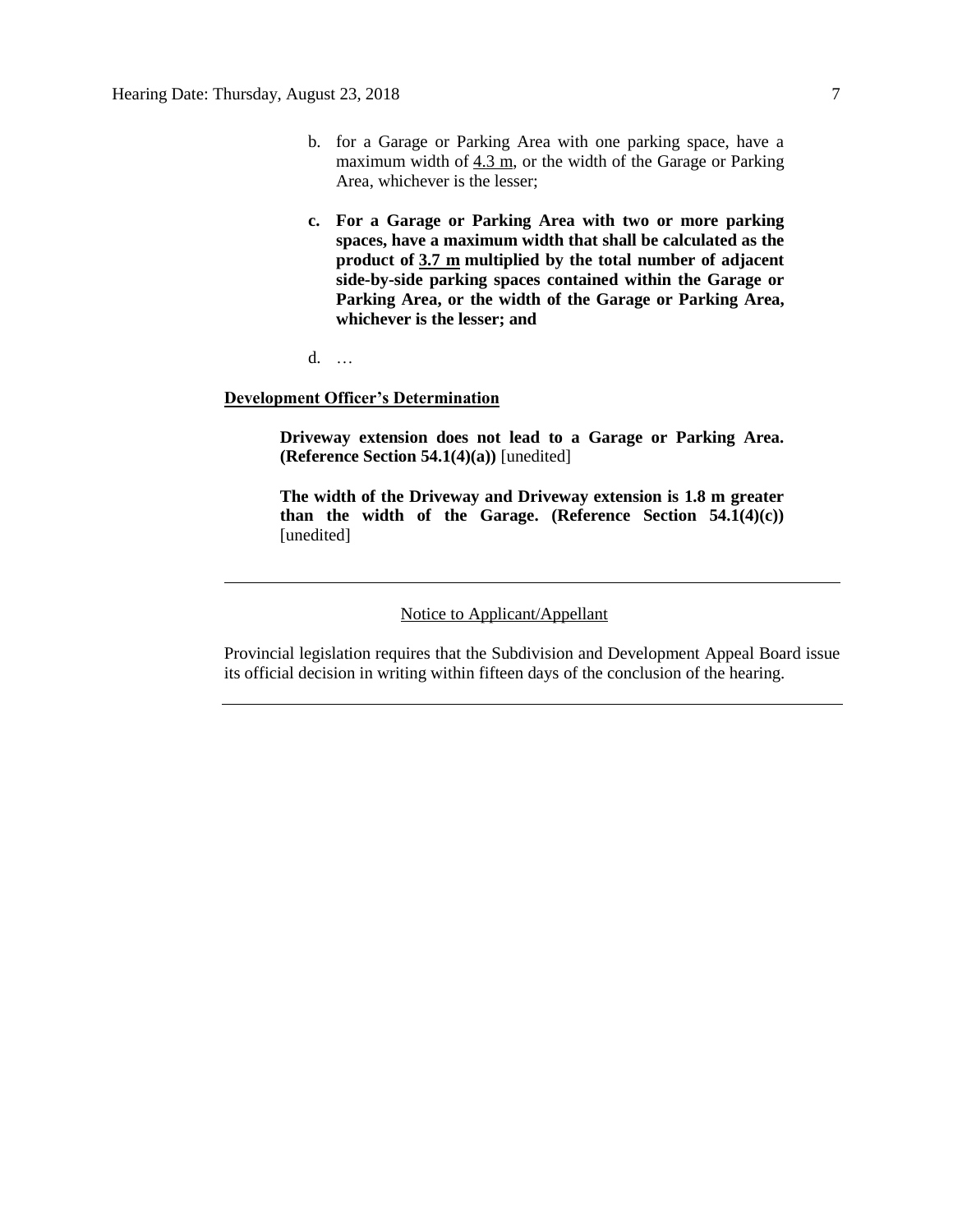b. for a Garage or Parking Area with one parking space, have a maximum width of 4.3 m, or the width of the Garage or Parking Area, whichever is the lesser;

**c. For a Garage or Parking Area with two or more parking spaces, have a maximum width that shall be calculated as the product of 3.7 m multiplied by the total number of adjacent side-by-side parking spaces contained within the Garage or Parking Area, or the width of the Garage or Parking Area, whichever is the lesser; and**

d. …

**Development Officer's Determination**

**Driveway extension does not lead to a Garage or Parking Area. (Reference Section 54.1(4)(a))** [unedited]

**The width of the Driveway and Driveway extension is 1.8 m greater than the width of the Garage. (Reference Section 54.1(4)(c))** [unedited]

---

Notice to Applicant/Appellant

Provincial legislation requires that the Subdivision and Development Appeal Board issue its official decision in writing within fifteen days of the conclusion of the hearing.

---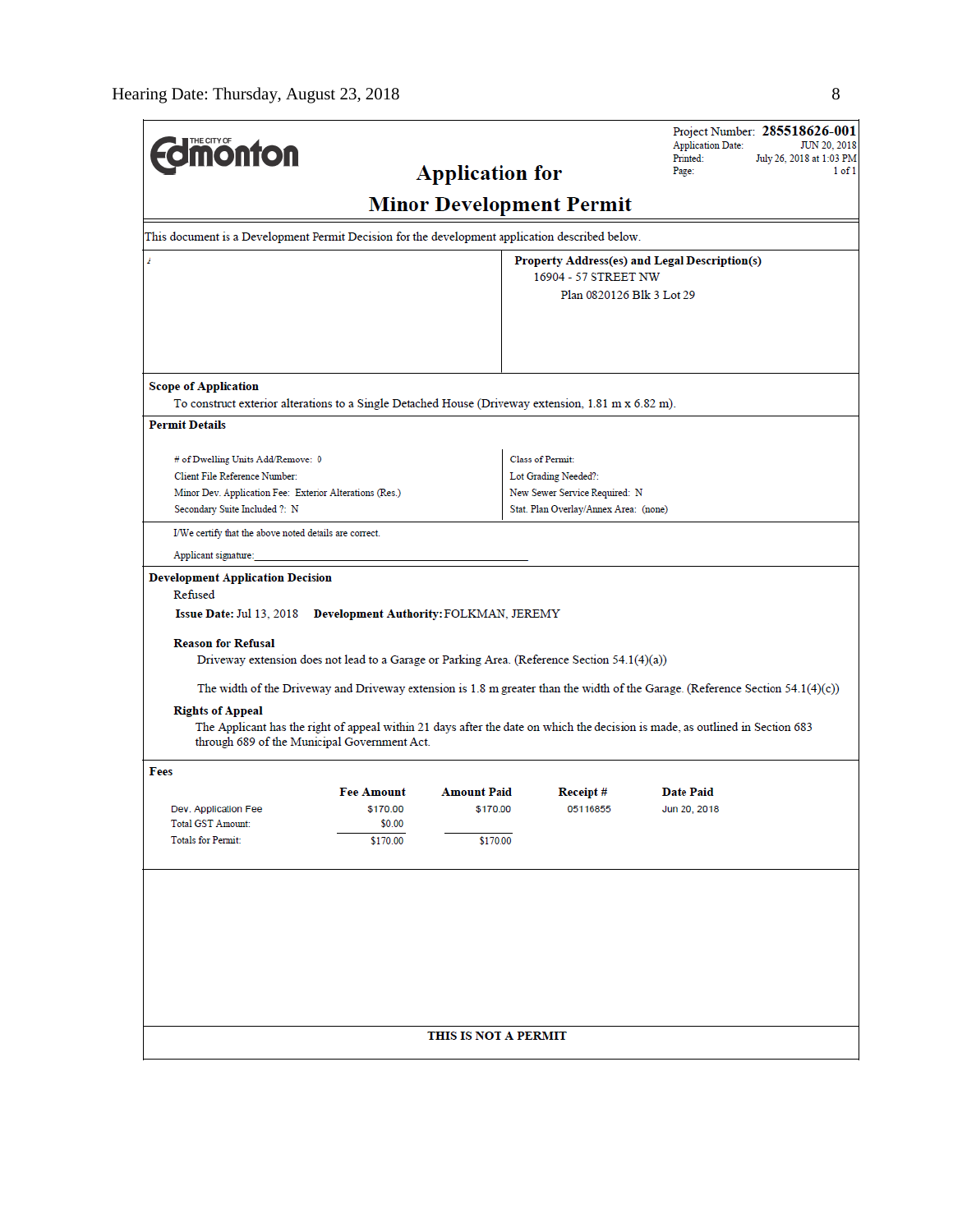Project Number: **285518626-001**
Application Date: JUN 20, 2018
Printed: July 26, 2018 at 1:03 PM
Page: 1 of 1

# Application for Minor Development Permit

This document is a Development Permit Decision for the development application described below.

**Property Address(es) and Legal Description(s)**
16904 - 57 STREET NW
Plan 0820126 Blk 3 Lot 29

**Scope of Application**

To construct exterior alterations to a Single Detached House (Driveway extension, 1.81 m x 6.82 m).

**Permit Details**

| | |
|---|---|
| # of Dwelling Units Add/Remove: 0 | Class of Permit: |
| Client File Reference Number: | Lot Grading Needed?: |
| Minor Dev. Application Fee: Exterior Alterations (Res.) | New Sewer Service Required: N |
| Secondary Suite Included ?: N | Stat. Plan Overlay/Annex Area: (none) |

I/We certify that the above noted details are correct.

Applicant signature:_______________________________

**Development Application Decision**

Refused

**Issue Date:** Jul 13, 2018 **Development Authority:** FOLKMAN, JEREMY

**Reason for Refusal**

Driveway extension does not lead to a Garage or Parking Area. (Reference Section 54.1(4)(a))

The width of the Driveway and Driveway extension is 1.8 m greater than the width of the Garage. (Reference Section 54.1(4)(c))

**Rights of Appeal**

The Applicant has the right of appeal within 21 days after the date on which the decision is made, as outlined in Section 683 through 689 of the Municipal Government Act.

**Fees**

| | Fee Amount | Amount Paid | Receipt # | Date Paid |
|---|---|---|---|---|
| Dev. Application Fee | $170.00 | $170.00 | 05116855 | Jun 20, 2018 |
| Total GST Amount: | $0.00 | | | |
| Totals for Permit: | $170.00 | $170.00 | | |

**THIS IS NOT A PERMIT**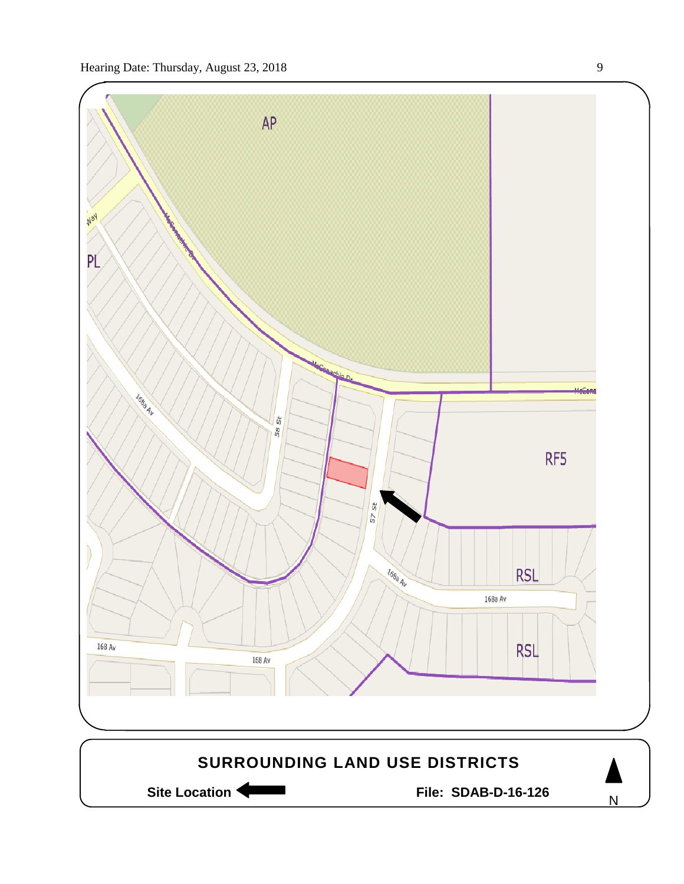AP

PL

RF5

RSL

RSL

McConachie Dr

58 St

57 St

168a Av

168a Av

168 Av

**SURROUNDING LAND USE DISTRICTS**

**Site Location** ⬅

**File: SDAB-D-16-126**

N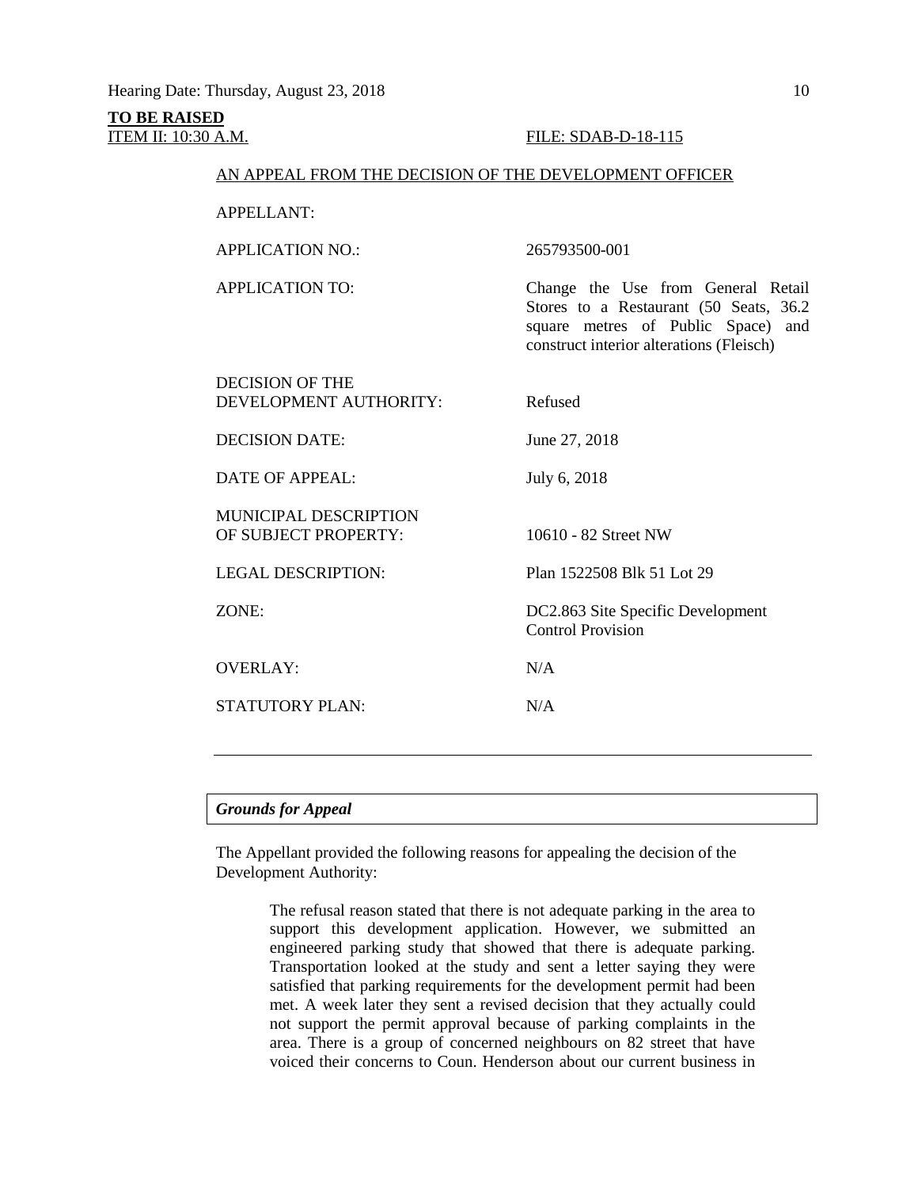**TO BE RAISED**

ITEM II: 10:30 A.M. FILE: SDAB-D-18-115

AN APPEAL FROM THE DECISION OF THE DEVELOPMENT OFFICER

| | |
|---|---|
| APPELLANT: | |
| APPLICATION NO.: | 265793500-001 |
| APPLICATION TO: | Change the Use from General Retail Stores to a Restaurant (50 Seats, 36.2 square metres of Public Space) and construct interior alterations (Fleisch) |
| DECISION OF THE DEVELOPMENT AUTHORITY: | Refused |
| DECISION DATE: | June 27, 2018 |
| DATE OF APPEAL: | July 6, 2018 |
| MUNICIPAL DESCRIPTION OF SUBJECT PROPERTY: | 10610 - 82 Street NW |
| LEGAL DESCRIPTION: | Plan 1522508 Blk 51 Lot 29 |
| ZONE: | DC2.863 Site Specific Development Control Provision |
| OVERLAY: | N/A |
| STATUTORY PLAN: | N/A |

---

### *Grounds for Appeal*

The Appellant provided the following reasons for appealing the decision of the Development Authority:

> The refusal reason stated that there is not adequate parking in the area to support this development application. However, we submitted an engineered parking study that showed that there is adequate parking. Transportation looked at the study and sent a letter saying they were satisfied that parking requirements for the development permit had been met. A week later they sent a revised decision that they actually could not support the permit approval because of parking complaints in the area. There is a group of concerned neighbours on 82 street that have voiced their concerns to Coun. Henderson about our current business in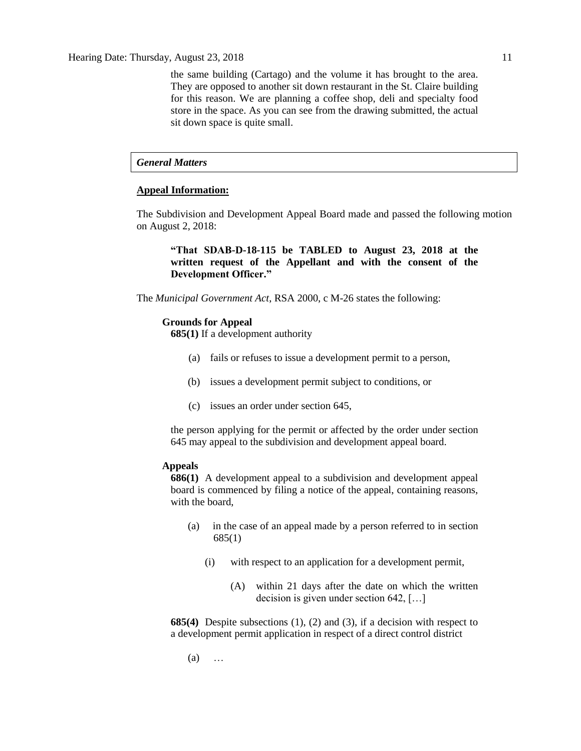the same building (Cartago) and the volume it has brought to the area. They are opposed to another sit down restaurant in the St. Claire building for this reason. We are planning a coffee shop, deli and specialty food store in the space. As you can see from the drawing submitted, the actual sit down space is quite small.

### *General Matters*

**Appeal Information:**

The Subdivision and Development Appeal Board made and passed the following motion on August 2, 2018:

> **"That SDAB-D-18-115 be TABLED to August 23, 2018 at the written request of the Appellant and with the consent of the Development Officer."**

The *Municipal Government Act*, RSA 2000, c M-26 states the following:

**Grounds for Appeal**
**685(1)** If a development authority

(a) fails or refuses to issue a development permit to a person,

(b) issues a development permit subject to conditions, or

(c) issues an order under section 645,

the person applying for the permit or affected by the order under section 645 may appeal to the subdivision and development appeal board.

**Appeals**
**686(1)** A development appeal to a subdivision and development appeal board is commenced by filing a notice of the appeal, containing reasons, with the board,

(a) in the case of an appeal made by a person referred to in section 685(1)

(i) with respect to an application for a development permit,

(A) within 21 days after the date on which the written decision is given under section 642, […]

**685(4)** Despite subsections (1), (2) and (3), if a decision with respect to a development permit application in respect of a direct control district

(a) …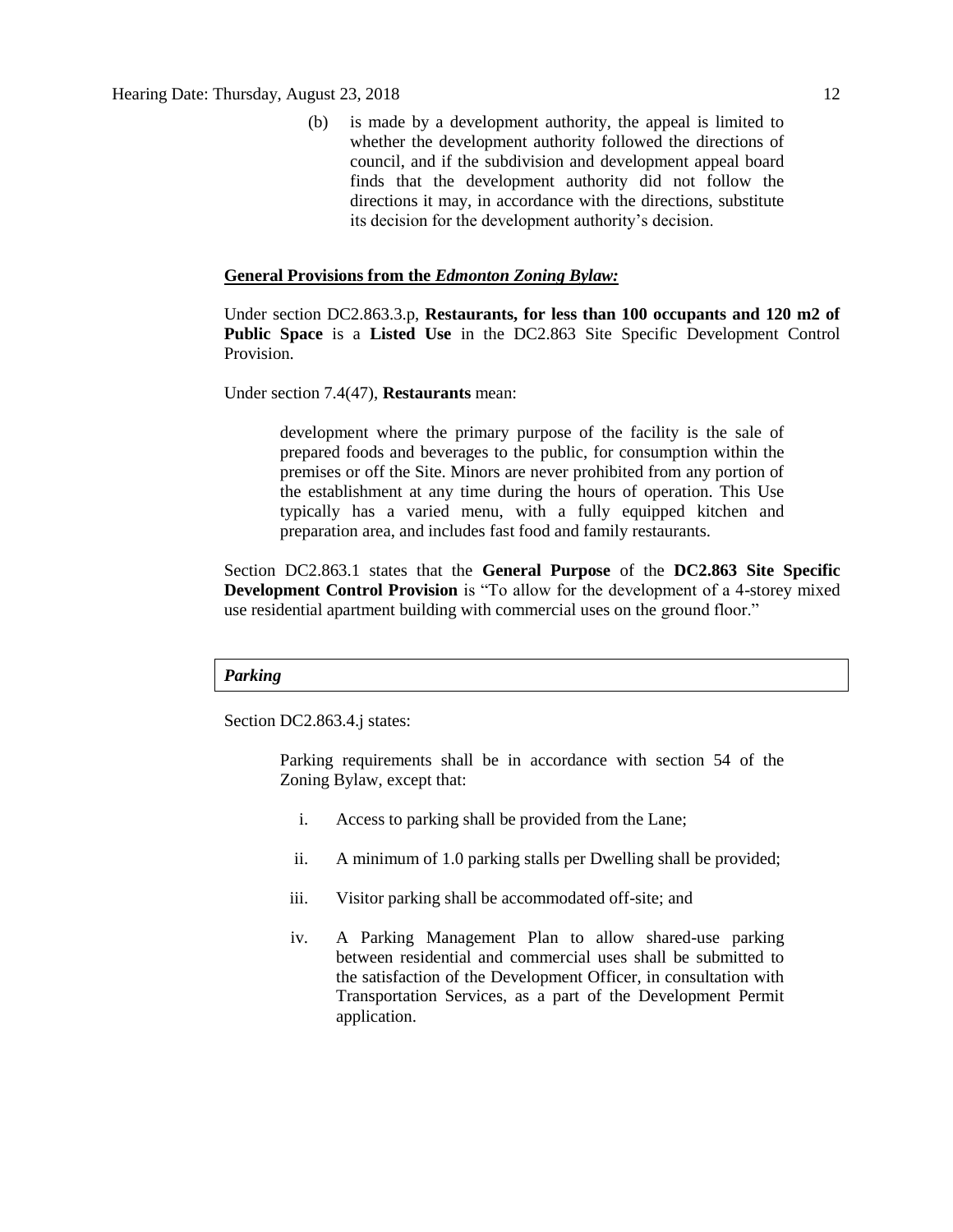(b) is made by a development authority, the appeal is limited to whether the development authority followed the directions of council, and if the subdivision and development appeal board finds that the development authority did not follow the directions it may, in accordance with the directions, substitute its decision for the development authority's decision.

**General Provisions from the *Edmonton Zoning Bylaw:***

Under section DC2.863.3.p, **Restaurants, for less than 100 occupants and 120 m2 of Public Space** is a **Listed Use** in the DC2.863 Site Specific Development Control Provision.

Under section 7.4(47), **Restaurants** mean:

> development where the primary purpose of the facility is the sale of prepared foods and beverages to the public, for consumption within the premises or off the Site. Minors are never prohibited from any portion of the establishment at any time during the hours of operation. This Use typically has a varied menu, with a fully equipped kitchen and preparation area, and includes fast food and family restaurants.

Section DC2.863.1 states that the **General Purpose** of the **DC2.863 Site Specific Development Control Provision** is "To allow for the development of a 4-storey mixed use residential apartment building with commercial uses on the ground floor."

***Parking***

Section DC2.863.4.j states:

> Parking requirements shall be in accordance with section 54 of the Zoning Bylaw, except that:
>
> i. Access to parking shall be provided from the Lane;
>
> ii. A minimum of 1.0 parking stalls per Dwelling shall be provided;
>
> iii. Visitor parking shall be accommodated off-site; and
>
> iv. A Parking Management Plan to allow shared-use parking between residential and commercial uses shall be submitted to the satisfaction of the Development Officer, in consultation with Transportation Services, as a part of the Development Permit application.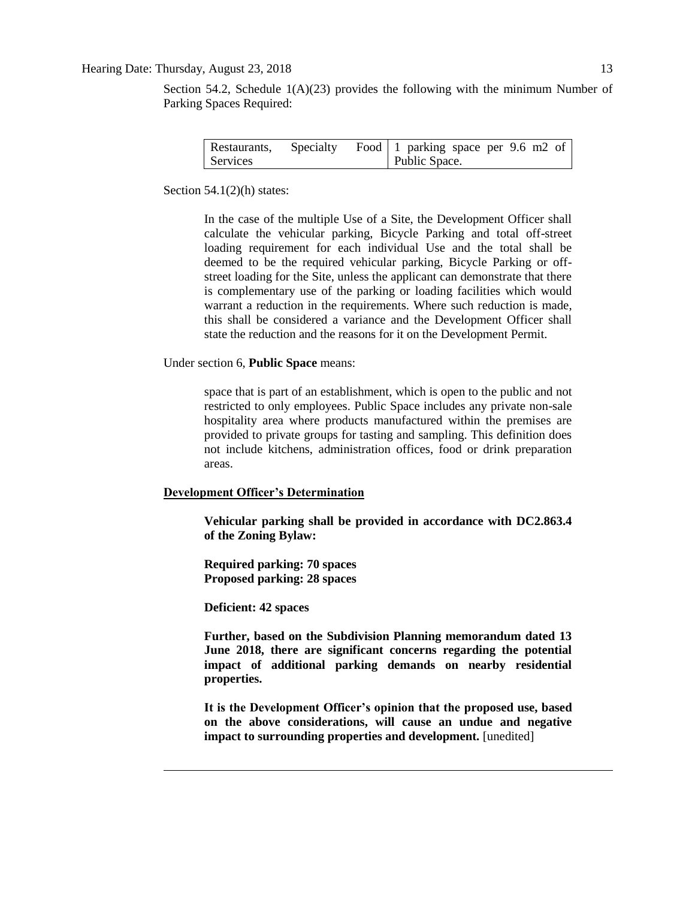Section 54.2, Schedule 1(A)(23) provides the following with the minimum Number of Parking Spaces Required:

| Restaurants, Specialty Food Services | 1 parking space per 9.6 m2 of Public Space. |
|---|---|

Section 54.1(2)(h) states:

> In the case of the multiple Use of a Site, the Development Officer shall calculate the vehicular parking, Bicycle Parking and total off-street loading requirement for each individual Use and the total shall be deemed to be the required vehicular parking, Bicycle Parking or off-street loading for the Site, unless the applicant can demonstrate that there is complementary use of the parking or loading facilities which would warrant a reduction in the requirements. Where such reduction is made, this shall be considered a variance and the Development Officer shall state the reduction and the reasons for it on the Development Permit.

Under section 6, **Public Space** means:

> space that is part of an establishment, which is open to the public and not restricted to only employees. Public Space includes any private non-sale hospitality area where products manufactured within the premises are provided to private groups for tasting and sampling. This definition does not include kitchens, administration offices, food or drink preparation areas.

**Development Officer's Determination**

> **Vehicular parking shall be provided in accordance with DC2.863.4 of the Zoning Bylaw:**
>
> **Required parking: 70 spaces**
> **Proposed parking: 28 spaces**
>
> **Deficient: 42 spaces**
>
> **Further, based on the Subdivision Planning memorandum dated 13 June 2018, there are significant concerns regarding the potential impact of additional parking demands on nearby residential properties.**
>
> **It is the Development Officer's opinion that the proposed use, based on the above considerations, will cause an undue and negative impact to surrounding properties and development.** [unedited]

---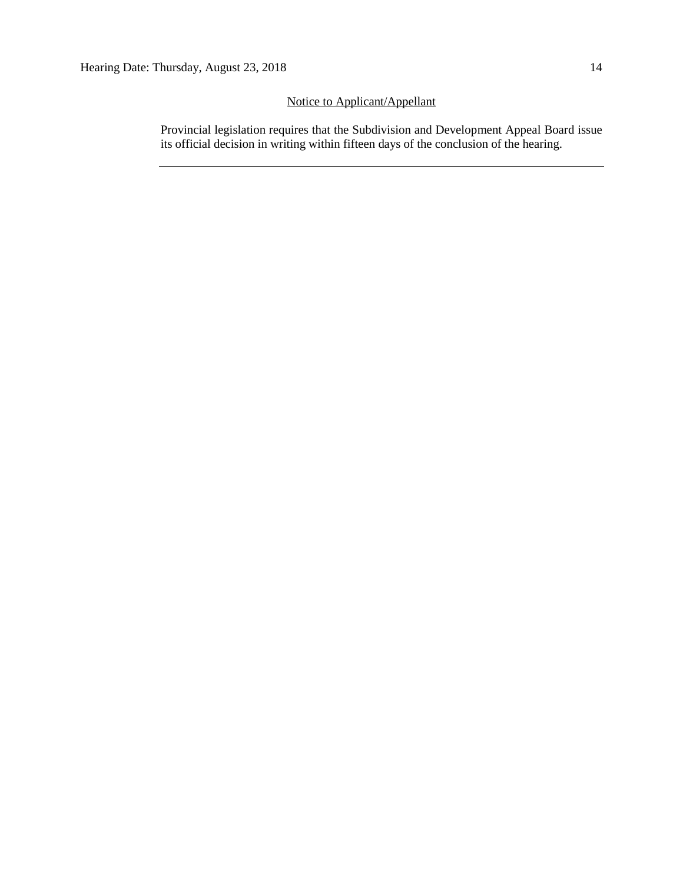Notice to Applicant/Appellant

Provincial legislation requires that the Subdivision and Development Appeal Board issue its official decision in writing within fifteen days of the conclusion of the hearing.

---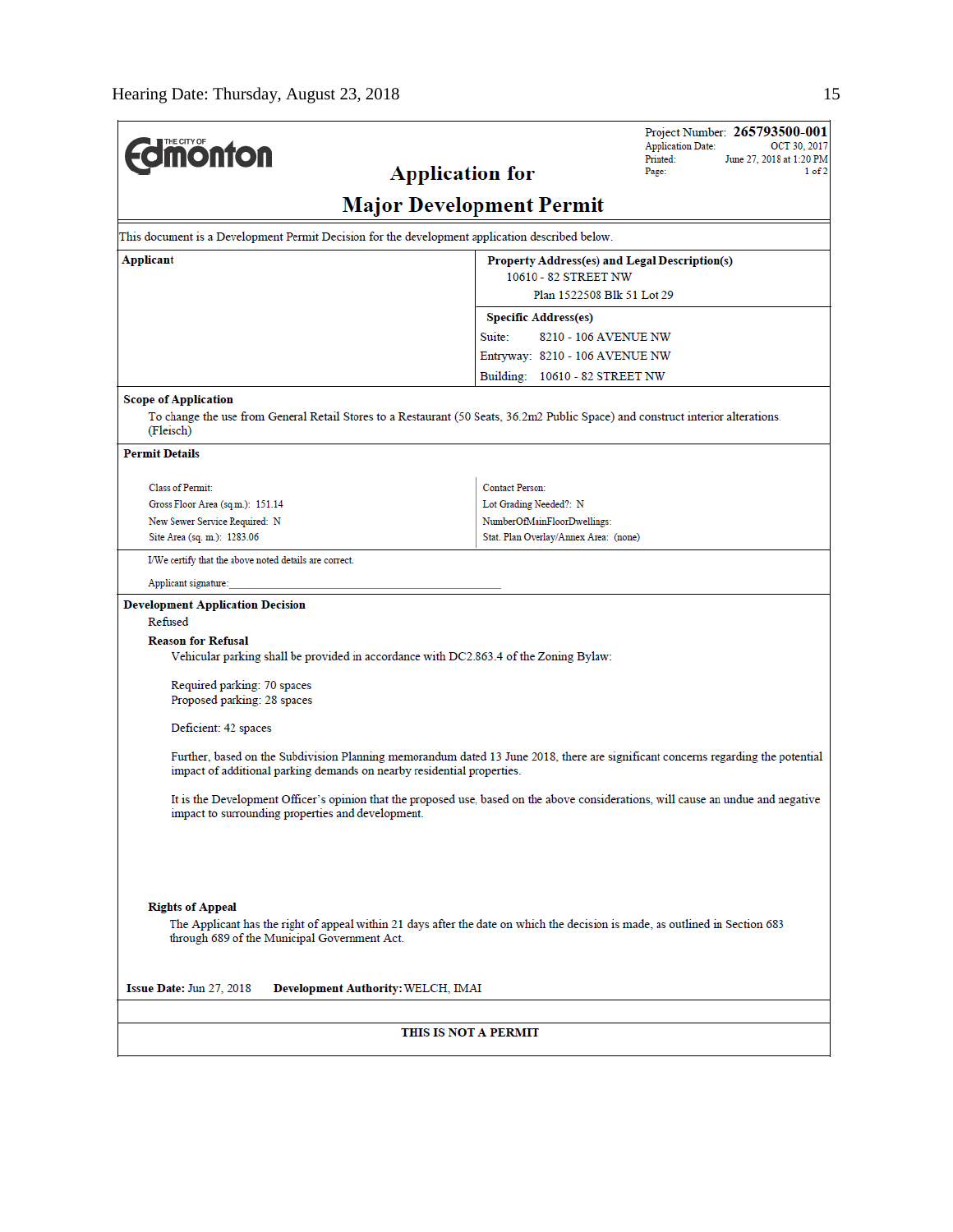Edmonton (The City of)

**Project Number:** 265793500-001
Application Date: OCT 30, 2017
Printed: June 27, 2018 at 1:20 PM
Page: 1 of 2

# Application for Major Development Permit

This document is a Development Permit Decision for the development application described below.

**Applicant**

**Property Address(es) and Legal Description(s)**
10610 - 82 STREET NW
Plan 1522508 Blk 51 Lot 29

**Specific Address(es)**
Suite: 8210 - 106 AVENUE NW
Entryway: 8210 - 106 AVENUE NW
Building: 10610 - 82 STREET NW

**Scope of Application**

To change the use from General Retail Stores to a Restaurant (50 Seats, 36.2m2 Public Space) and construct interior alterations. (Fleisch)

**Permit Details**

| | |
|---|---|
| Class of Permit: | Contact Person: |
| Gross Floor Area (sq.m.): 151.14 | Lot Grading Needed?: N |
| New Sewer Service Required: N | NumberOfMainFloorDwellings: |
| Site Area (sq. m.): 1283.06 | Stat. Plan Overlay/Annex Area: (none) |

I/We certify that the above noted details are correct.

Applicant signature:_______________________________

**Development Application Decision**

Refused

**Reason for Refusal**

Vehicular parking shall be provided in accordance with DC2.863.4 of the Zoning Bylaw:

Required parking: 70 spaces
Proposed parking: 28 spaces

Deficient: 42 spaces

Further, based on the Subdivision Planning memorandum dated 13 June 2018, there are significant concerns regarding the potential impact of additional parking demands on nearby residential properties.

It is the Development Officer's opinion that the proposed use, based on the above considerations, will cause an undue and negative impact to surrounding properties and development.

**Rights of Appeal**

The Applicant has the right of appeal within 21 days after the date on which the decision is made, as outlined in Section 683 through 689 of the Municipal Government Act.

**Issue Date:** Jun 27, 2018 **Development Authority:** WELCH, IMAI

**THIS IS NOT A PERMIT**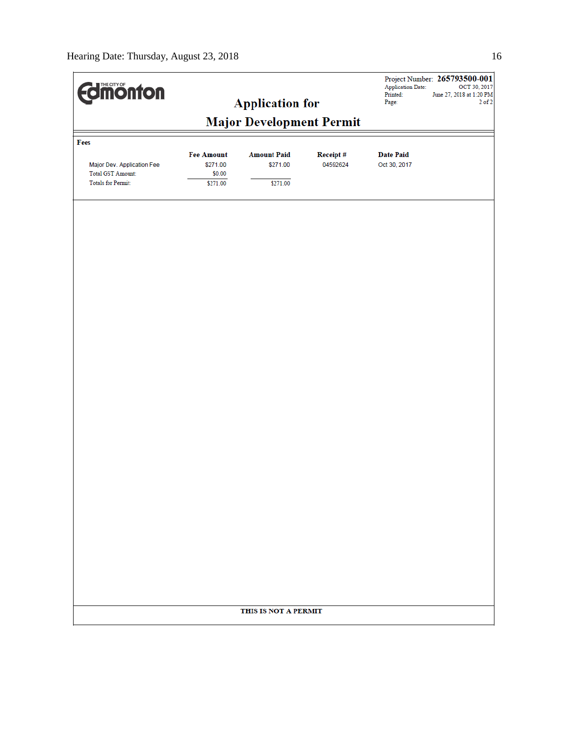THE CITY OF Edmonton

# Application for Major Development Permit

Project Number: **265793500-001**
Application Date: OCT 30, 2017
Printed: June 27, 2018 at 1:20 PM
Page: 2 of 2

**Fees**

| | Fee Amount | Amount Paid | Receipt # | Date Paid |
|---|---|---|---|---|
| Major Dev. Application Fee | $271.00 | $271.00 | 04592624 | Oct 30, 2017 |
| Total GST Amount: | $0.00 | | | |
| Totals for Permit: | $271.00 | $271.00 | | |

**THIS IS NOT A PERMIT**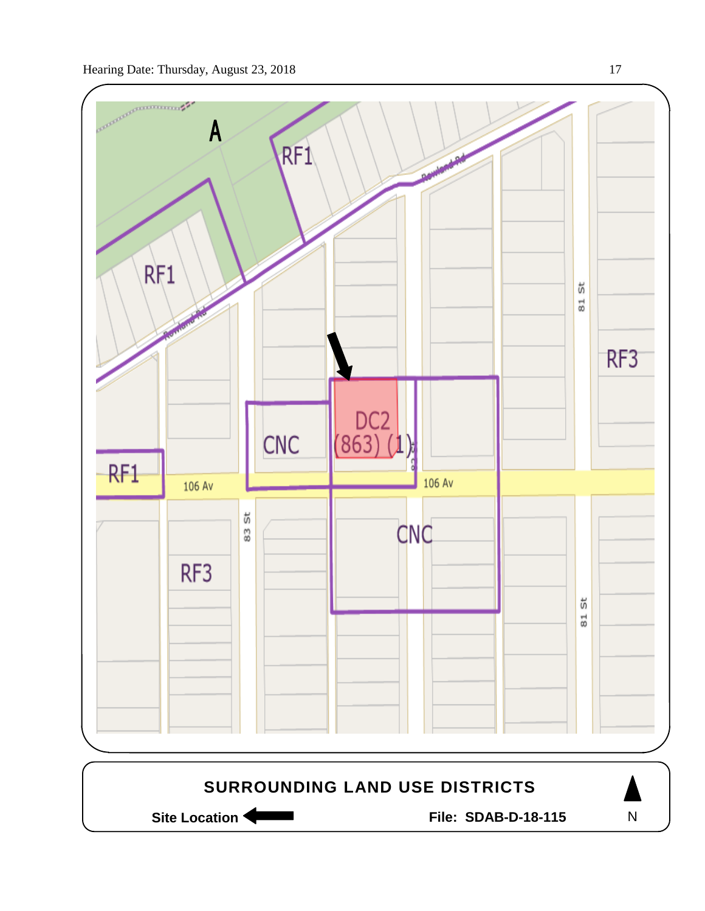A

RF1

Rowland Rd

RF1

Rowland Rd

81 St

RF3

DC2 (863) (1)

CNC

RF1

106 Av

106 Av

83 St

CNC

RF3

81 St

**SURROUNDING LAND USE DISTRICTS**

**Site Location** ⟵

**File: SDAB-D-18-115**

N